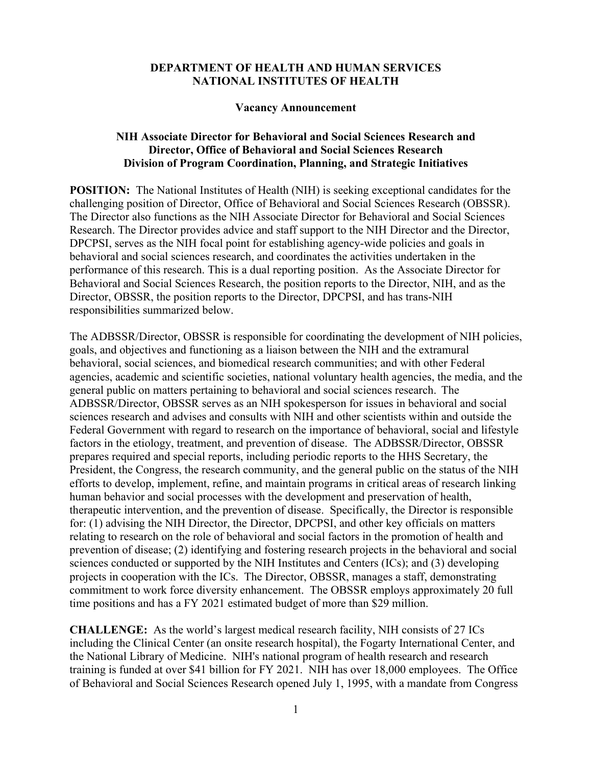**DEPARTMENT OF HEALTH AND HUMAN SERVICES**
**NATIONAL INSTITUTES OF HEALTH**

**Vacancy Announcement**

**NIH Associate Director for Behavioral and Social Sciences Research and Director, Office of Behavioral and Social Sciences Research Division of Program Coordination, Planning, and Strategic Initiatives**

**POSITION:** The National Institutes of Health (NIH) is seeking exceptional candidates for the challenging position of Director, Office of Behavioral and Social Sciences Research (OBSSR). The Director also functions as the NIH Associate Director for Behavioral and Social Sciences Research. The Director provides advice and staff support to the NIH Director and the Director, DPCPSI, serves as the NIH focal point for establishing agency-wide policies and goals in behavioral and social sciences research, and coordinates the activities undertaken in the performance of this research. This is a dual reporting position. As the Associate Director for Behavioral and Social Sciences Research, the position reports to the Director, NIH, and as the Director, OBSSR, the position reports to the Director, DPCPSI, and has trans-NIH responsibilities summarized below.

The ADBSSR/Director, OBSSR is responsible for coordinating the development of NIH policies, goals, and objectives and functioning as a liaison between the NIH and the extramural behavioral, social sciences, and biomedical research communities; and with other Federal agencies, academic and scientific societies, national voluntary health agencies, the media, and the general public on matters pertaining to behavioral and social sciences research. The ADBSSR/Director, OBSSR serves as an NIH spokesperson for issues in behavioral and social sciences research and advises and consults with NIH and other scientists within and outside the Federal Government with regard to research on the importance of behavioral, social and lifestyle factors in the etiology, treatment, and prevention of disease. The ADBSSR/Director, OBSSR prepares required and special reports, including periodic reports to the HHS Secretary, the President, the Congress, the research community, and the general public on the status of the NIH efforts to develop, implement, refine, and maintain programs in critical areas of research linking human behavior and social processes with the development and preservation of health, therapeutic intervention, and the prevention of disease. Specifically, the Director is responsible for: (1) advising the NIH Director, the Director, DPCPSI, and other key officials on matters relating to research on the role of behavioral and social factors in the promotion of health and prevention of disease; (2) identifying and fostering research projects in the behavioral and social sciences conducted or supported by the NIH Institutes and Centers (ICs); and (3) developing projects in cooperation with the ICs. The Director, OBSSR, manages a staff, demonstrating commitment to work force diversity enhancement. The OBSSR employs approximately 20 full time positions and has a FY 2021 estimated budget of more than $29 million.

**CHALLENGE:** As the world's largest medical research facility, NIH consists of 27 ICs including the Clinical Center (an onsite research hospital), the Fogarty International Center, and the National Library of Medicine. NIH's national program of health research and research training is funded at over $41 billion for FY 2021. NIH has over 18,000 employees. The Office of Behavioral and Social Sciences Research opened July 1, 1995, with a mandate from Congress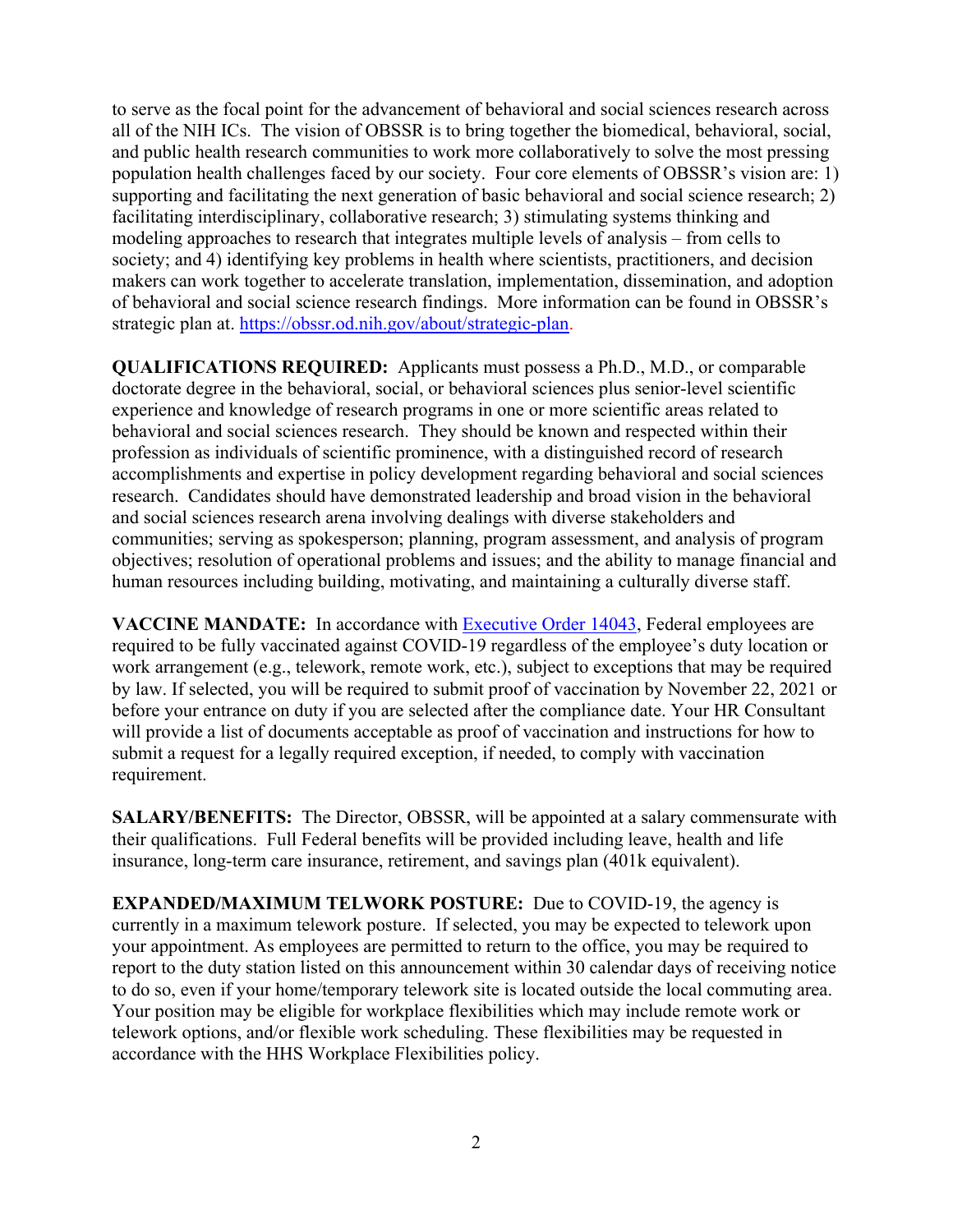to serve as the focal point for the advancement of behavioral and social sciences research across all of the NIH ICs. The vision of OBSSR is to bring together the biomedical, behavioral, social, and public health research communities to work more collaboratively to solve the most pressing population health challenges faced by our society. Four core elements of OBSSR's vision are: 1) supporting and facilitating the next generation of basic behavioral and social science research; 2) facilitating interdisciplinary, collaborative research; 3) stimulating systems thinking and modeling approaches to research that integrates multiple levels of analysis – from cells to society; and 4) identifying key problems in health where scientists, practitioners, and decision makers can work together to accelerate translation, implementation, dissemination, and adoption of behavioral and social science research findings. More information can be found in OBSSR's strategic plan at. [https://obssr.od.nih.gov/about/strategic-plan](https://obssr.od.nih.gov/about/strategic-plan).

**QUALIFICATIONS REQUIRED:** Applicants must possess a Ph.D., M.D., or comparable doctorate degree in the behavioral, social, or behavioral sciences plus senior-level scientific experience and knowledge of research programs in one or more scientific areas related to behavioral and social sciences research. They should be known and respected within their profession as individuals of scientific prominence, with a distinguished record of research accomplishments and expertise in policy development regarding behavioral and social sciences research. Candidates should have demonstrated leadership and broad vision in the behavioral and social sciences research arena involving dealings with diverse stakeholders and communities; serving as spokesperson; planning, program assessment, and analysis of program objectives; resolution of operational problems and issues; and the ability to manage financial and human resources including building, motivating, and maintaining a culturally diverse staff.

**VACCINE MANDATE:** In accordance with [Executive Order 14043](), Federal employees are required to be fully vaccinated against COVID-19 regardless of the employee's duty location or work arrangement (e.g., telework, remote work, etc.), subject to exceptions that may be required by law. If selected, you will be required to submit proof of vaccination by November 22, 2021 or before your entrance on duty if you are selected after the compliance date. Your HR Consultant will provide a list of documents acceptable as proof of vaccination and instructions for how to submit a request for a legally required exception, if needed, to comply with vaccination requirement.

**SALARY/BENEFITS:** The Director, OBSSR, will be appointed at a salary commensurate with their qualifications. Full Federal benefits will be provided including leave, health and life insurance, long-term care insurance, retirement, and savings plan (401k equivalent).

**EXPANDED/MAXIMUM TELWORK POSTURE:** Due to COVID-19, the agency is currently in a maximum telework posture. If selected, you may be expected to telework upon your appointment. As employees are permitted to return to the office, you may be required to report to the duty station listed on this announcement within 30 calendar days of receiving notice to do so, even if your home/temporary telework site is located outside the local commuting area. Your position may be eligible for workplace flexibilities which may include remote work or telework options, and/or flexible work scheduling. These flexibilities may be requested in accordance with the HHS Workplace Flexibilities policy.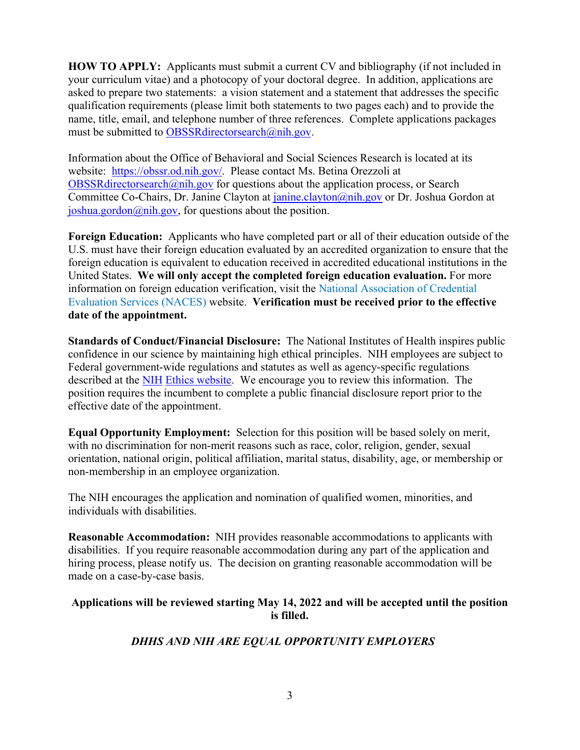**HOW TO APPLY:** Applicants must submit a current CV and bibliography (if not included in your curriculum vitae) and a photocopy of your doctoral degree. In addition, applications are asked to prepare two statements: a vision statement and a statement that addresses the specific qualification requirements (please limit both statements to two pages each) and to provide the name, title, email, and telephone number of three references. Complete applications packages must be submitted to OBSSRdirectorsearch@nih.gov.

Information about the Office of Behavioral and Social Sciences Research is located at its website: https://obssr.od.nih.gov/. Please contact Ms. Betina Orezzoli at OBSSRdirectorsearch@nih.gov for questions about the application process, or Search Committee Co-Chairs, Dr. Janine Clayton at janine.clayton@nih.gov or Dr. Joshua Gordon at joshua.gordon@nih.gov, for questions about the position.

**Foreign Education:** Applicants who have completed part or all of their education outside of the U.S. must have their foreign education evaluated by an accredited organization to ensure that the foreign education is equivalent to education received in accredited educational institutions in the United States. **We will only accept the completed foreign education evaluation.** For more information on foreign education verification, visit the National Association of Credential Evaluation Services (NACES) website. **Verification must be received prior to the effective date of the appointment.**

**Standards of Conduct/Financial Disclosure:** The National Institutes of Health inspires public confidence in our science by maintaining high ethical principles. NIH employees are subject to Federal government-wide regulations and statutes as well as agency-specific regulations described at the NIH Ethics website. We encourage you to review this information. The position requires the incumbent to complete a public financial disclosure report prior to the effective date of the appointment.

**Equal Opportunity Employment:** Selection for this position will be based solely on merit, with no discrimination for non-merit reasons such as race, color, religion, gender, sexual orientation, national origin, political affiliation, marital status, disability, age, or membership or non-membership in an employee organization.

The NIH encourages the application and nomination of qualified women, minorities, and individuals with disabilities.

**Reasonable Accommodation:** NIH provides reasonable accommodations to applicants with disabilities. If you require reasonable accommodation during any part of the application and hiring process, please notify us. The decision on granting reasonable accommodation will be made on a case-by-case basis.

**Applications will be reviewed starting May 14, 2022 and will be accepted until the position is filled.**

***DHHS AND NIH ARE EQUAL OPPORTUNITY EMPLOYERS***